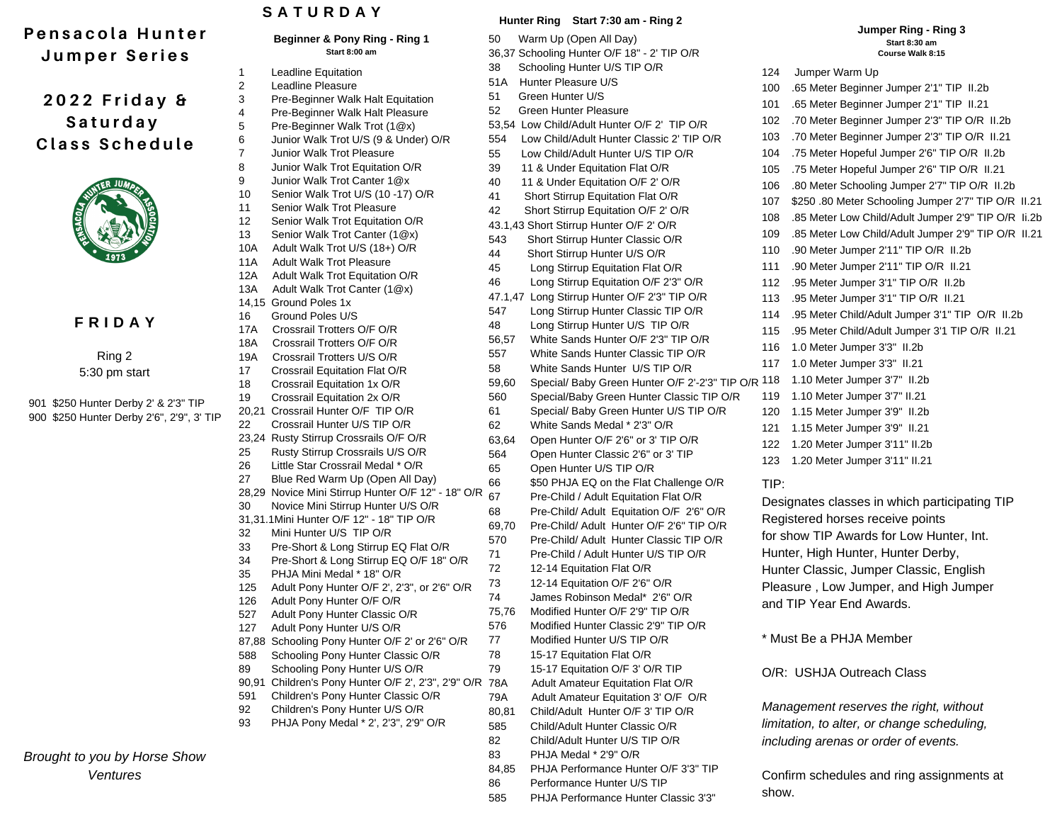# Pensacola Hunter Jumper Series

## 2022 Friday & Saturday Class Schedule

## FRIDAY

Ring 2
5:30 pm start

- 901 $250 Hunter Derby 2' & 2'3" TIP
- 900 $250 Hunter Derby 2'6", 2'9", 3' TIP

*Brought to you by Horse Show Ventures*

## SATURDAY

### Beginner & Pony Ring - Ring 1

**Start 8:00 am**

- 1 Leadline Equitation
- 2 Leadline Pleasure
- 3 Pre-Beginner Walk Halt Equitation
- 4 Pre-Beginner Walk Halt Pleasure
- 5 Pre-Beginner Walk Trot (1@x)
- 6 Junior Walk Trot U/S (9 & Under) O/R
- 7 Junior Walk Trot Pleasure
- 8 Junior Walk Trot Equitation O/R
- 9 Junior Walk Trot Canter 1@x
- 10 Senior Walk Trot U/S (10 -17) O/R
- 11 Senior Walk Trot Pleasure
- 12 Senior Walk Trot Equitation O/R
- 13 Senior Walk Trot Canter (1@x)
- 10A Adult Walk Trot U/S (18+) O/R
- 11A Adult Walk Trot Pleasure
- 12A Adult Walk Trot Equitation O/R
- 13A Adult Walk Trot Canter (1@x)
- 14,15 Ground Poles 1x
- 16 Ground Poles U/S
- 17A Crossrail Trotters O/F O/R
- 18A Crossrail Trotters O/F O/R
- 19A Crossrail Trotters U/S O/R
- 17 Crossrail Equitation Flat O/R
- 18 Crossrail Equitation 1x O/R
- 19 Crossrail Equitation 2x O/R
- 20,21 Crossrail Hunter O/F TIP O/R
- 22 Crossrail Hunter U/S TIP O/R
- 23,24 Rusty Stirrup Crossrails O/F O/R
- 25 Rusty Stirrup Crossrails U/S O/R
- 26 Little Star Crossrail Medal * O/R
- 27 Blue Red Warm Up (Open All Day)
- 28,29 Novice Mini Stirrup Hunter O/F 12" - 18" O/R
- 30 Novice Mini Stirrup Hunter U/S O/R
- 31,31.1 Mini Hunter O/F 12" - 18" TIP O/R
- 32 Mini Hunter U/S TIP O/R
- 33 Pre-Short & Long Stirrup EQ Flat O/R
- 34 Pre-Short & Long Stirrup EQ O/F 18" O/R
- 35 PHJA Mini Medal * 18" O/R
- 125 Adult Pony Hunter O/F 2', 2'3", or 2'6" O/R
- 126 Adult Pony Hunter O/F O/R
- 527 Adult Pony Hunter Classic O/R
- 127 Adult Pony Hunter U/S O/R
- 87,88 Schooling Pony Hunter O/F 2' or 2'6" O/R
- 588 Schooling Pony Hunter Classic O/R
- 89 Schooling Pony Hunter U/S O/R
- 90,91 Children's Pony Hunter O/F 2', 2'3", 2'9" O/R
- 591 Children's Pony Hunter Classic O/R
- 92 Children's Pony Hunter U/S O/R
- 93 PHJA Pony Medal * 2', 2'3", 2'9" O/R

### Hunter Ring Start 7:30 am - Ring 2

- 50 Warm Up (Open All Day)
- 36,37 Schooling Hunter O/F 18" - 2' TIP O/R
- 38 Schooling Hunter U/S TIP O/R
- 51A Hunter Pleasure U/S
- 51 Green Hunter U/S
- 52 Green Hunter Pleasure
- 53,54 Low Child/Adult Hunter O/F 2' TIP O/R
- 554 Low Child/Adult Hunter Classic 2' TIP O/R
- 55 Low Child/Adult Hunter U/S TIP O/R
- 39 11 & Under Equitation Flat O/R
- 40 11 & Under Equitation O/F 2' O/R
- 41 Short Stirrup Equitation Flat O/R
- 42 Short Stirrup Equitation O/F 2' O/R
- 43.1,43 Short Stirrup Hunter O/F 2' O/R
- 543 Short Stirrup Hunter Classic O/R
- 44 Short Stirrup Hunter U/S O/R
- 45 Long Stirrup Equitation Flat O/R
- 46 Long Stirrup Equitation O/F 2'3" O/R
- 47.1,47 Long Stirrup Hunter O/F 2'3" TIP O/R
- 547 Long Stirrup Hunter Classic TIP O/R
- 48 Long Stirrup Hunter U/S TIP O/R
- 56,57 White Sands Hunter O/F 2'3" TIP O/R
- 557 White Sands Hunter Classic TIP O/R
- 58 White Sands Hunter U/S TIP O/R
- 59,60 Special/ Baby Green Hunter O/F 2'-2'3" TIP O/R
- 560 Special/Baby Green Hunter Classic TIP O/R
- 61 Special/ Baby Green Hunter U/S TIP O/R
- 62 White Sands Medal * 2'3" O/R
- 63,64 Open Hunter O/F 2'6" or 3' TIP O/R
- 564 Open Hunter Classic 2'6" or 3' TIP
- 65 Open Hunter U/S TIP O/R
- 66 $50 PHJA EQ on the Flat Challenge O/R
- 67 Pre-Child / Adult Equitation Flat O/R
- 68 Pre-Child/ Adult Equitation O/F 2'6" O/R
- 69,70 Pre-Child/ Adult Hunter O/F 2'6" TIP O/R
- 570 Pre-Child/ Adult Hunter Classic TIP O/R
- 71 Pre-Child / Adult Hunter U/S TIP O/R
- 72 12-14 Equitation Flat O/R
- 73 12-14 Equitation O/F 2'6" O/R
- 74 James Robinson Medal* 2'6" O/R
- 75,76 Modified Hunter O/F 2'9" TIP O/R
- 576 Modified Hunter Classic 2'9" TIP O/R
- 77 Modified Hunter U/S TIP O/R
- 78 15-17 Equitation Flat O/R
- 79 15-17 Equitation O/F 3' O/R TIP
- 78A Adult Amateur Equitation Flat O/R
- 79A Adult Amateur Equitation 3' O/F O/R
- 80,81 Child/Adult Hunter O/F 3' TIP O/R
- 585 Child/Adult Hunter Classic O/R
- 82 Child/Adult Hunter U/S TIP O/R
- 83 PHJA Medal * 2'9" O/R
- 84,85 PHJA Performance Hunter O/F 3'3" TIP
- 86 Performance Hunter U/S TIP
- 585 PHJA Performance Hunter Classic 3'3"

### Jumper Ring - Ring 3

**Start 8:30 am**
**Course Walk 8:15**

- 124 Jumper Warm Up
- 100 .65 Meter Beginner Jumper 2'1" TIP II.2b
- 101 .65 Meter Beginner Jumper 2'1" TIP II.21
- 102 .70 Meter Beginner Jumper 2'3" TIP O/R II.2b
- 103 .70 Meter Beginner Jumper 2'3" TIP O/R II.21
- 104 .75 Meter Hopeful Jumper 2'6" TIP O/R II.2b
- 105 .75 Meter Hopeful Jumper 2'6" TIP O/R II.21
- 106 .80 Meter Schooling Jumper 2'7" TIP O/R II.2b
- 107 $250 .80 Meter Schooling Jumper 2'7" TIP O/R II.21
- 108 .85 Meter Low Child/Adult Jumper 2'9" TIP O/R Ii.2b
- 109 .85 Meter Low Child/Adult Jumper 2'9" TIP O/R II.21
- 110 .90 Meter Jumper 2'11" TIP O/R II.2b
- 111 .90 Meter Jumper 2'11" TIP O/R II.21
- 112 .95 Meter Jumper 3'1" TIP O/R II.2b
- 113 .95 Meter Jumper 3'1" TIP O/R II.21
- 114 .95 Meter Child/Adult Jumper 3'1" TIP O/R II.2b
- 115 .95 Meter Child/Adult Jumper 3'1 TIP O/R II.21
- 116 1.0 Meter Jumper 3'3" II.2b
- 117 1.0 Meter Jumper 3'3" II.21
- 118 1.10 Meter Jumper 3'7" II.2b
- 119 1.10 Meter Jumper 3'7" II.21
- 120 1.15 Meter Jumper 3'9" II.2b
- 121 1.15 Meter Jumper 3'9" II.21
- 122 1.20 Meter Jumper 3'11" II.2b
- 123 1.20 Meter Jumper 3'11" II.21

TIP:
Designates classes in which participating TIP Registered horses receive points for show TIP Awards for Low Hunter, Int. Hunter, High Hunter, Hunter Derby, Hunter Classic, Jumper Classic, English Pleasure , Low Jumper, and High Jumper and TIP Year End Awards.

* Must Be a PHJA Member

O/R: USHJA Outreach Class

*Management reserves the right, without limitation, to alter, or change scheduling, including arenas or order of events.*

Confirm schedules and ring assignments at show.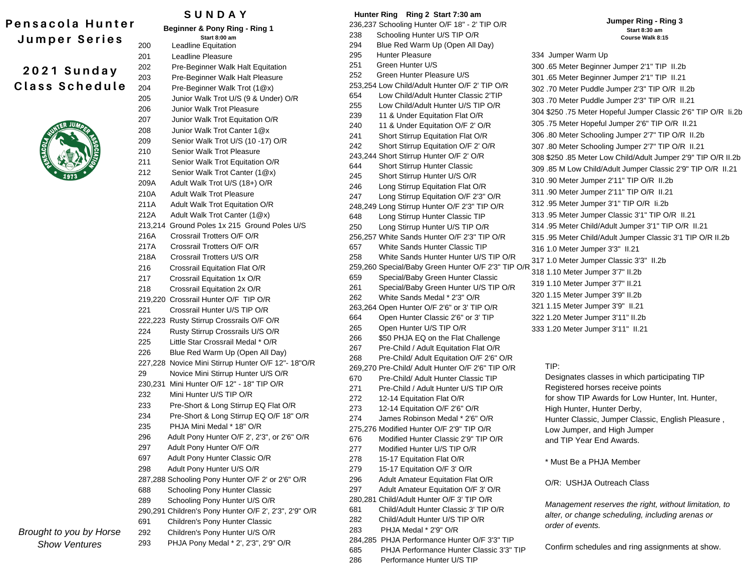# Pensacola Hunter Jumper Series

## 2021 Sunday Class Schedule

*Brought to you by Horse Show Ventures*

## SUNDAY

### Beginner & Pony Ring - Ring 1

Start 8:00 am

200 Leadline Equitation
201 Leadline Pleasure
202 Pre-Beginner Walk Halt Equitation
203 Pre-Beginner Walk Halt Pleasure
204 Pre-Beginner Walk Trot (1@x)
205 Junior Walk Trot U/S (9 & Under) O/R
206 Junior Walk Trot Pleasure
207 Junior Walk Trot Equitation O/R
208 Junior Walk Trot Canter 1@x
209 Senior Walk Trot U/S (10 -17) O/R
210 Senior Walk Trot Pleasure
211 Senior Walk Trot Equitation O/R
212 Senior Walk Trot Canter (1@x)
209A Adult Walk Trot U/S (18+) O/R
210A Adult Walk Trot Pleasure
211A Adult Walk Trot Equitation O/R
212A Adult Walk Trot Canter (1@x)
213,214 Ground Poles 1x 215 Ground Poles U/S
216A Crossrail Trotters O/F O/R
217A Crossrail Trotters O/F O/R
218A Crossrail Trotters U/S O/R
216 Crossrail Equitation Flat O/R
217 Crossrail Equitation 1x O/R
218 Crossrail Equitation 2x O/R
219,220 Crossrail Hunter O/F TIP O/R
221 Crossrail Hunter U/S TIP O/R
222,223 Rusty Stirrup Crossrails O/F O/R
224 Rusty Stirrup Crossrails U/S O/R
225 Little Star Crossrail Medal * O/R
226 Blue Red Warm Up (Open All Day)
227,228 Novice Mini Stirrup Hunter O/F 12"- 18"O/R
29 Novice Mini Stirrup Hunter U/S O/R
230,231 Mini Hunter O/F 12" - 18" TIP O/R
232 Mini Hunter U/S TIP O/R
233 Pre-Short & Long Stirrup EQ Flat O/R
234 Pre-Short & Long Stirrup EQ O/F 18" O/R
235 PHJA Mini Medal * 18" O/R
296 Adult Pony Hunter O/F 2', 2'3", or 2'6" O/R
297 Adult Pony Hunter O/F O/R
697 Adult Pony Hunter Classic O/R
298 Adult Pony Hunter U/S O/R
287,288 Schooling Pony Hunter O/F 2' or 2'6" O/R
688 Schooling Pony Hunter Classic
289 Schooling Pony Hunter U/S O/R
290,291 Children's Pony Hunter O/F 2', 2'3", 2'9" O/R
691 Children's Pony Hunter Classic
292 Children's Pony Hunter U/S O/R
293 PHJA Pony Medal * 2', 2'3", 2'9" O/R

### Hunter Ring Ring 2 Start 7:30 am

236,237 Schooling Hunter O/F 18" - 2' TIP O/R
238 Schooling Hunter U/S TIP O/R
294 Blue Red Warm Up (Open All Day)
295 Hunter Pleasure
251 Green Hunter U/S
252 Green Hunter Pleasure U/S
253,254 Low Child/Adult Hunter O/F 2' TIP O/R
654 Low Child/Adult Hunter Classic 2'TIP
255 Low Child/Adult Hunter U/S TIP O/R
239 11 & Under Equitation Flat O/R
240 11 & Under Equitation O/F 2' O/R
241 Short Stirrup Equitation Flat O/R
242 Short Stirrup Equitation O/F 2' O/R
243,244 Short Stirrup Hunter O/F 2' O/R
644 Short Stirrup Hunter Classic
245 Short Stirrup Hunter U/S O/R
246 Long Stirrup Equitation Flat O/R
247 Long Stirrup Equitation O/F 2'3" O/R
248,249 Long Stirrup Hunter O/F 2'3" TIP O/R
648 Long Stirrup Hunter Classic TIP
250 Long Stirrup Hunter U/S TIP O/R
256,257 White Sands Hunter O/F 2'3" TIP O/R
657 White Sands Hunter Classic TIP
258 White Sands Hunter Hunter U/S TIP O/R
259,260 Special/Baby Green Hunter O/F 2'3" TIP O/R
659 Special/Baby Green Hunter Classic
261 Special/Baby Green Hunter U/S TIP O/R
262 White Sands Medal * 2'3" O/R
263,264 Open Hunter O/F 2'6" or 3' TIP O/R
664 Open Hunter Classic 2'6" or 3' TIP
265 Open Hunter U/S TIP O/R
266 $50 PHJA EQ on the Flat Challenge
267 Pre-Child / Adult Equitation Flat O/R
268 Pre-Child/ Adult Equitation O/F 2'6" O/R
269,270 Pre-Child/ Adult Hunter O/F 2'6" TIP O/R
670 Pre-Child/ Adult Hunter Classic TIP
271 Pre-Child / Adult Hunter U/S TIP O/R
272 12-14 Equitation Flat O/R
273 12-14 Equitation O/F 2'6" O/R
274 James Robinson Medal * 2'6" O/R
275,276 Modified Hunter O/F 2'9" TIP O/R
676 Modified Hunter Classic 2'9" TIP O/R
277 Modified Hunter U/S TIP O/R
278 15-17 Equitation Flat O/R
279 15-17 Equitation O/F 3' O/R
296 Adult Amateur Equitation Flat O/R
297 Adult Amateur Equitation O/F 3' O/R
280,281 Child/Adult Hunter O/F 3' TIP O/R
681 Child/Adult Hunter Classic 3' TIP O/R
282 Child/Adult Hunter U/S TIP O/R
283 PHJA Medal * 2'9" O/R
284,285 PHJA Performance Hunter O/F 3'3" TIP
685 PHJA Performance Hunter Classic 3'3" TIP
286 Performance Hunter U/S TIP

### Jumper Ring - Ring 3

Start 8:30 am
Course Walk 8:15

334 Jumper Warm Up
300 .65 Meter Beginner Jumper 2'1" TIP II.2b
301 .65 Meter Beginner Jumper 2'1" TIP II.21
302 .70 Meter Puddle Jumper 2'3" TIP O/R II.2b
303 .70 Meter Puddle Jumper 2'3" TIP O/R II.21
304 $250 .75 Meter Hopeful Jumper Classic 2'6" TIP O/R Ii.2b
305 .75 Meter Hopeful Jumper 2'6" TIP O/R II.21
306 .80 Meter Schooling Jumper 2'7" TIP O/R II.2b
307 .80 Meter Schooling Jumper 2'7" TIP O/R II.21
308 $250 .85 Meter Low Child/Adult Jumper 2'9" TIP O/R II.2b
309 .85 M Low Child/Adult Jumper Classic 2'9" TIP O/R II.21
310 .90 Meter Jumper 2'11" TIP O/R II.2b
311 .90 Meter Jumper 2'11" TIP O/R II.21
312 .95 Meter Jumper 3'1" TIP O/R Ii.2b
313 .95 Meter Jumper Classic 3'1" TIP O/R II.21
314 .95 Meter Child/Adult Jumper 3'1" TIP O/R II.21
315 .95 Meter Child/Adult Jumper Classic 3'1 TIP O/R II.2b
316 1.0 Meter Jumper 3'3" II.21
317 1.0 Meter Jumper Classic 3'3" II.2b
318 1.10 Meter Jumper 3'7" II.2b
319 1.10 Meter Jumper 3'7" II.21
320 1.15 Meter Jumper 3'9" II.2b
321 1.15 Meter Jumper 3'9" II.21
322 1.20 Meter Jumper 3'11" II.2b
333 1.20 Meter Jumper 3'11" II.21

TIP:
Designates classes in which participating TIP Registered horses receive points for show TIP Awards for Low Hunter, Int. Hunter, High Hunter, Hunter Derby, Hunter Classic, Jumper Classic, English Pleasure , Low Jumper, and High Jumper and TIP Year End Awards.

* Must Be a PHJA Member

O/R: USHJA Outreach Class

*Management reserves the right, without limitation, to alter, or change scheduling, including arenas or order of events.*

Confirm schedules and ring assignments at show.